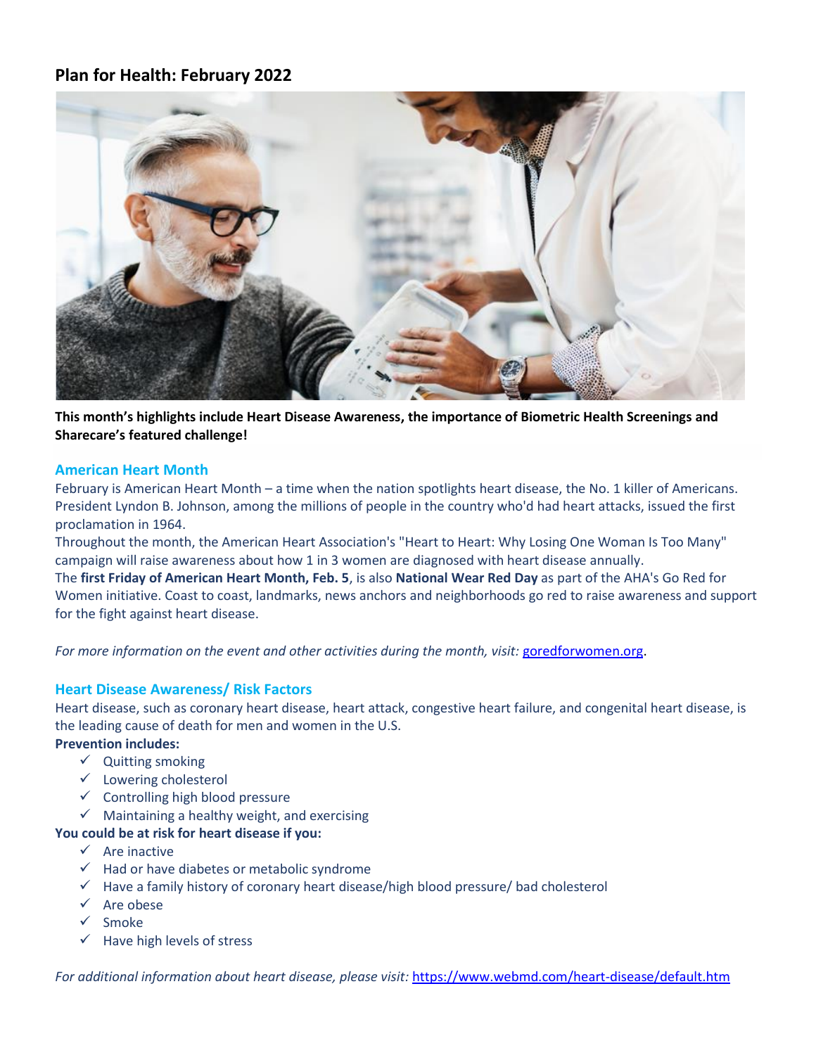# Plan for Health: February 2022

**This month's highlights include Heart Disease Awareness, the importance of Biometric Health Screenings and Sharecare's featured challenge!**

## American Heart Month

February is American Heart Month – a time when the nation spotlights heart disease, the No. 1 killer of Americans. President Lyndon B. Johnson, among the millions of people in the country who'd had heart attacks, issued the first proclamation in 1964.

Throughout the month, the American Heart Association's "Heart to Heart: Why Losing One Woman Is Too Many" campaign will raise awareness about how 1 in 3 women are diagnosed with heart disease annually.

The **first Friday of American Heart Month, Feb. 5**, is also **National Wear Red Day** as part of the AHA's Go Red for Women initiative. Coast to coast, landmarks, news anchors and neighborhoods go red to raise awareness and support for the fight against heart disease.

*For more information on the event and other activities during the month, visit:* [goredforwomen.org](goredforwomen.org).

## Heart Disease Awareness/ Risk Factors

Heart disease, such as coronary heart disease, heart attack, congestive heart failure, and congenital heart disease, is the leading cause of death for men and women in the U.S.

**Prevention includes:**

- ✓ Quitting smoking
- ✓ Lowering cholesterol
- ✓ Controlling high blood pressure
- ✓ Maintaining a healthy weight, and exercising

**You could be at risk for heart disease if you:**

- ✓ Are inactive
- ✓ Had or have diabetes or metabolic syndrome
- ✓ Have a family history of coronary heart disease/high blood pressure/ bad cholesterol
- ✓ Are obese
- ✓ Smoke
- ✓ Have high levels of stress

*For additional information about heart disease, please visit:* [https://www.webmd.com/heart-disease/default.htm](https://www.webmd.com/heart-disease/default.htm)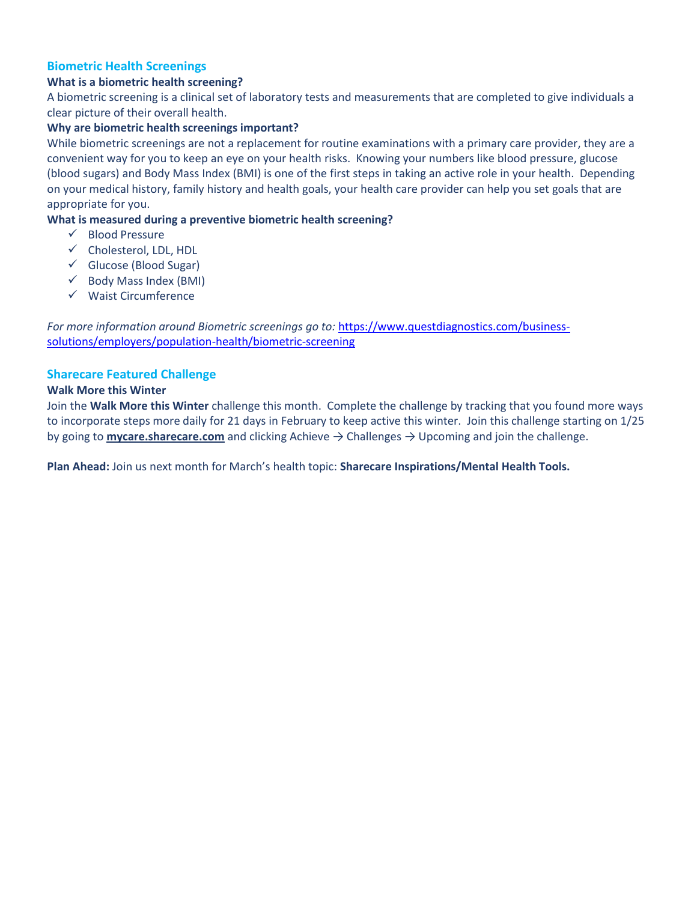## Biometric Health Screenings

**What is a biometric health screening?**

A biometric screening is a clinical set of laboratory tests and measurements that are completed to give individuals a clear picture of their overall health.

**Why are biometric health screenings important?**

While biometric screenings are not a replacement for routine examinations with a primary care provider, they are a convenient way for you to keep an eye on your health risks. Knowing your numbers like blood pressure, glucose (blood sugars) and Body Mass Index (BMI) is one of the first steps in taking an active role in your health. Depending on your medical history, family history and health goals, your health care provider can help you set goals that are appropriate for you.

**What is measured during a preventive biometric health screening?**

- ✓ Blood Pressure
- ✓ Cholesterol, LDL, HDL
- ✓ Glucose (Blood Sugar)
- ✓ Body Mass Index (BMI)
- ✓ Waist Circumference

*For more information around Biometric screenings go to:* https://www.questdiagnostics.com/business-solutions/employers/population-health/biometric-screening

## Sharecare Featured Challenge

**Walk More this Winter**

Join the **Walk More this Winter** challenge this month. Complete the challenge by tracking that you found more ways to incorporate steps more daily for 21 days in February to keep active this winter. Join this challenge starting on 1/25 by going to **mycare.sharecare.com** and clicking Achieve → Challenges → Upcoming and join the challenge.

**Plan Ahead:** Join us next month for March's health topic: **Sharecare Inspirations/Mental Health Tools.**